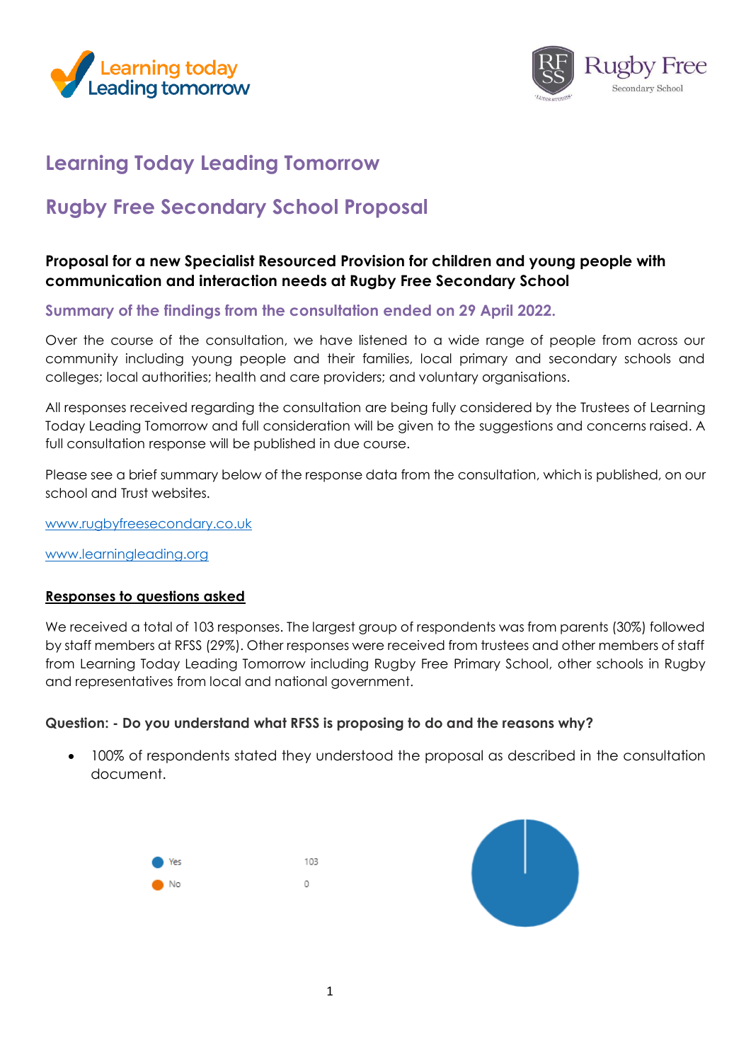Learning today Leading tomorrow

Rugby Free Secondary School

# Learning Today Leading Tomorrow

# Rugby Free Secondary School Proposal

**Proposal for a new Specialist Resourced Provision for children and young people with communication and interaction needs at Rugby Free Secondary School**

## Summary of the findings from the consultation ended on 29 April 2022.

Over the course of the consultation, we have listened to a wide range of people from across our community including young people and their families, local primary and secondary schools and colleges; local authorities; health and care providers; and voluntary organisations.

All responses received regarding the consultation are being fully considered by the Trustees of Learning Today Leading Tomorrow and full consideration will be given to the suggestions and concerns raised. A full consultation response will be published in due course.

Please see a brief summary below of the response data from the consultation, which is published, on our school and Trust websites.

www.rugbyfreesecondary.co.uk

www.learningleading.org

**Responses to questions asked**

We received a total of 103 responses. The largest group of respondents was from parents (30%) followed by staff members at RFSS (29%). Other responses were received from trustees and other members of staff from Learning Today Leading Tomorrow including Rugby Free Primary School, other schools in Rugby and representatives from local and national government.

**Question: - Do you understand what RFSS is proposing to do and the reasons why?**

- 100% of respondents stated they understood the proposal as described in the consultation document.

| Response | Count |
| --- | --- |
| Yes | 103 |
| No | 0 |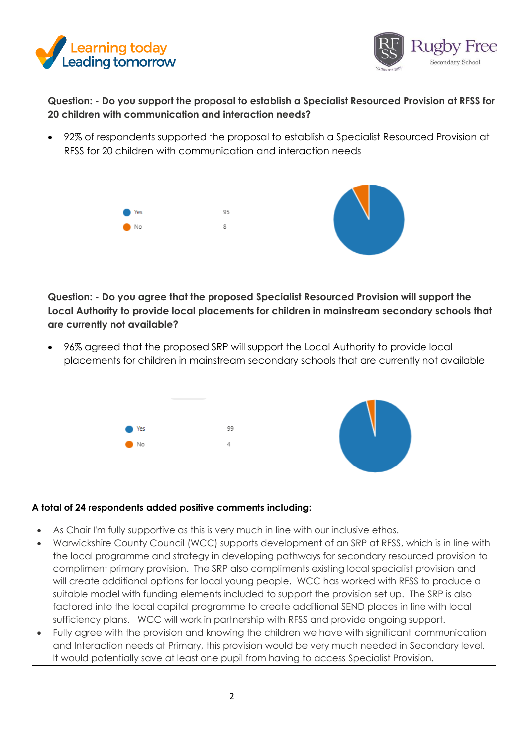**Question: - Do you support the proposal to establish a Specialist Resourced Provision at RFSS for 20 children with communication and interaction needs?**

- 92% of respondents supported the proposal to establish a Specialist Resourced Provision at RFSS for 20 children with communication and interaction needs

| | |
|---|---|
| Yes | 95 |
| No | 8 |

**Question: - Do you agree that the proposed Specialist Resourced Provision will support the Local Authority to provide local placements for children in mainstream secondary schools that are currently not available?**

- 96% agreed that the proposed SRP will support the Local Authority to provide local placements for children in mainstream secondary schools that are currently not available

| | |
|---|---|
| Yes | 99 |
| No | 4 |

**A total of 24 respondents added positive comments including:**

- As Chair I'm fully supportive as this is very much in line with our inclusive ethos.
- Warwickshire County Council (WCC) supports development of an SRP at RFSS, which is in line with the local programme and strategy in developing pathways for secondary resourced provision to compliment primary provision. The SRP also compliments existing local specialist provision and will create additional options for local young people. WCC has worked with RFSS to produce a suitable model with funding elements included to support the provision set up. The SRP is also factored into the local capital programme to create additional SEND places in line with local sufficiency plans. WCC will work in partnership with RFSS and provide ongoing support.
- Fully agree with the provision and knowing the children we have with significant communication and Interaction needs at Primary, this provision would be very much needed in Secondary level. It would potentially save at least one pupil from having to access Specialist Provision.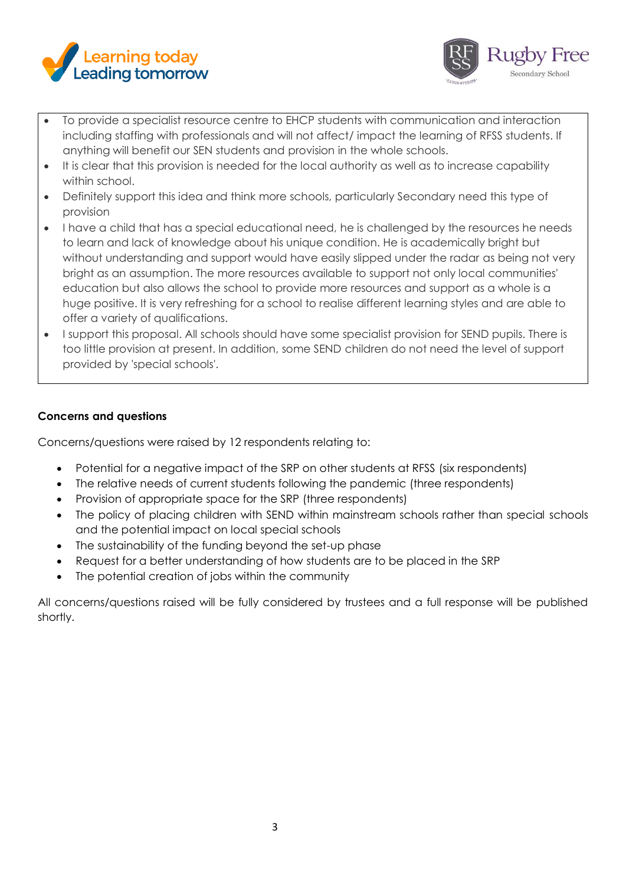- To provide a specialist resource centre to EHCP students with communication and interaction including staffing with professionals and will not affect/ impact the learning of RFSS students. If anything will benefit our SEN students and provision in the whole schools.
- It is clear that this provision is needed for the local authority as well as to increase capability within school.
- Definitely support this idea and think more schools, particularly Secondary need this type of provision
- I have a child that has a special educational need, he is challenged by the resources he needs to learn and lack of knowledge about his unique condition. He is academically bright but without understanding and support would have easily slipped under the radar as being not very bright as an assumption. The more resources available to support not only local communities' education but also allows the school to provide more resources and support as a whole is a huge positive. It is very refreshing for a school to realise different learning styles and are able to offer a variety of qualifications.
- I support this proposal. All schools should have some specialist provision for SEND pupils. There is too little provision at present. In addition, some SEND children do not need the level of support provided by 'special schools'.

**Concerns and questions**

Concerns/questions were raised by 12 respondents relating to:

- Potential for a negative impact of the SRP on other students at RFSS (six respondents)
- The relative needs of current students following the pandemic (three respondents)
- Provision of appropriate space for the SRP (three respondents)
- The policy of placing children with SEND within mainstream schools rather than special schools and the potential impact on local special schools
- The sustainability of the funding beyond the set-up phase
- Request for a better understanding of how students are to be placed in the SRP
- The potential creation of jobs within the community

All concerns/questions raised will be fully considered by trustees and a full response will be published shortly.